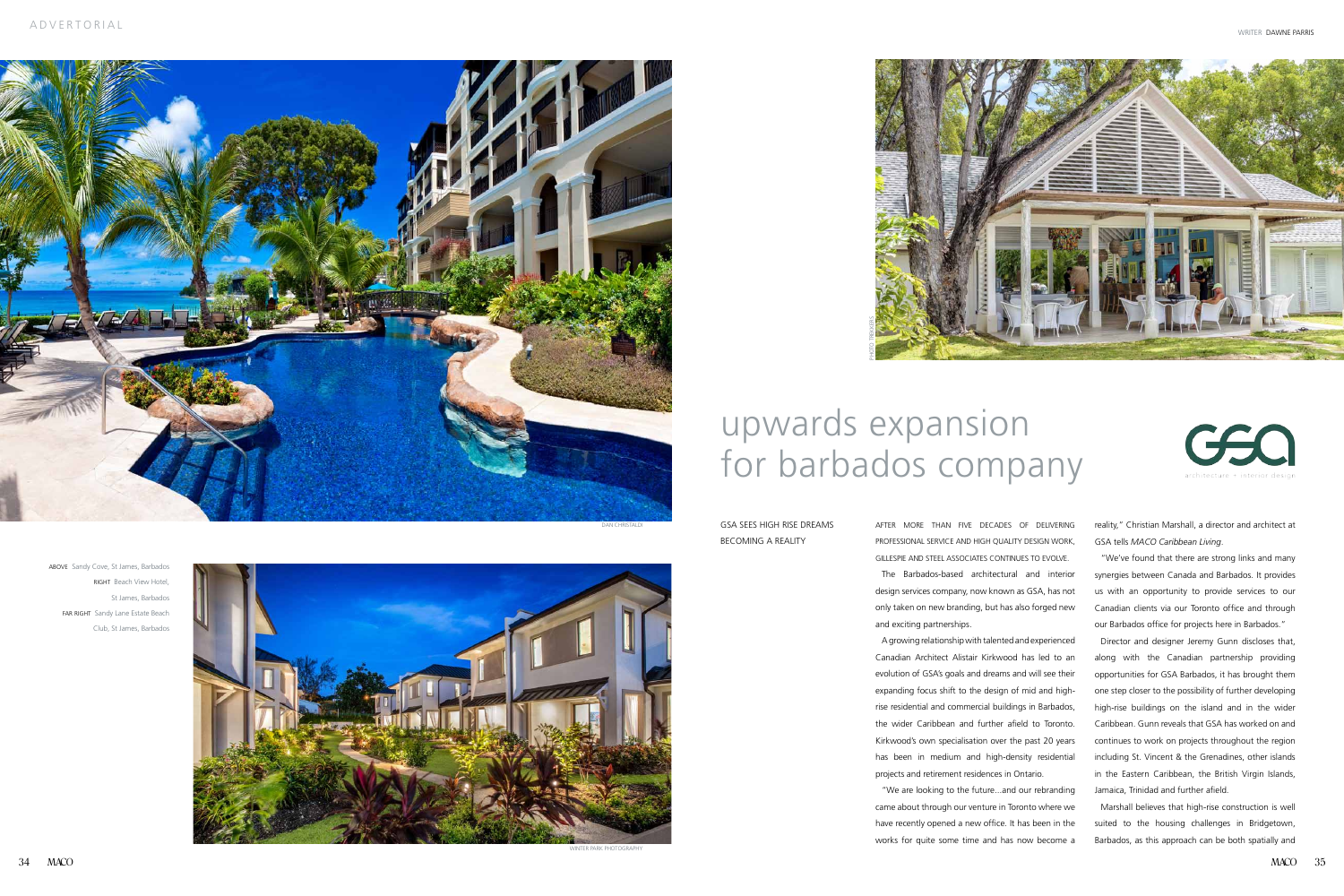# upwards expansion for barbados company

WRITER DAWNE PARRIS

GSA SEES HIGH RISE DREAMS BECOMING A REALITY

ABOVE Sandy Cove, St James, Barbados
RIGHT Beach View Hotel, St James, Barbados
FAR RIGHT Sandy Lane Estate Beach Club, St James, Barbados

AFTER MORE THAN FIVE DECADES OF DELIVERING PROFESSIONAL SERVICE AND HIGH QUALITY DESIGN WORK, GILLESPIE AND STEEL ASSOCIATES CONTINUES TO EVOLVE.

The Barbados-based architectural and interior design services company, now known as GSA, has not only taken on new branding, but has also forged new and exciting partnerships.

A growing relationship with talented and experienced Canadian Architect Alistair Kirkwood has led to an evolution of GSA's goals and dreams and will see their expanding focus shift to the design of mid and high-rise residential and commercial buildings in Barbados, the wider Caribbean and further afield to Toronto. Kirkwood's own specialisation over the past 20 years has been in medium and high-density residential projects and retirement residences in Ontario.

"We are looking to the future...and our rebranding came about through our venture in Toronto where we have recently opened a new office. It has been in the works for quite some time and has now become a reality," Christian Marshall, a director and architect at GSA tells *MACO Caribbean Living*.

"We've found that there are strong links and many synergies between Canada and Barbados. It provides us with an opportunity to provide services to our Canadian clients via our Toronto office and through our Barbados office for projects here in Barbados."

Director and designer Jeremy Gunn discloses that, along with the Canadian partnership providing opportunities for GSA Barbados, it has brought them one step closer to the possibility of further developing high-rise buildings on the island and in the wider Caribbean. Gunn reveals that GSA has worked on and continues to work on projects throughout the region including St. Vincent & the Grenadines, other islands in the Eastern Caribbean, the British Virgin Islands, Jamaica, Trinidad and further afield.

Marshall believes that high-rise construction is well suited to the housing challenges in Bridgetown, Barbados, as this approach can be both spatially and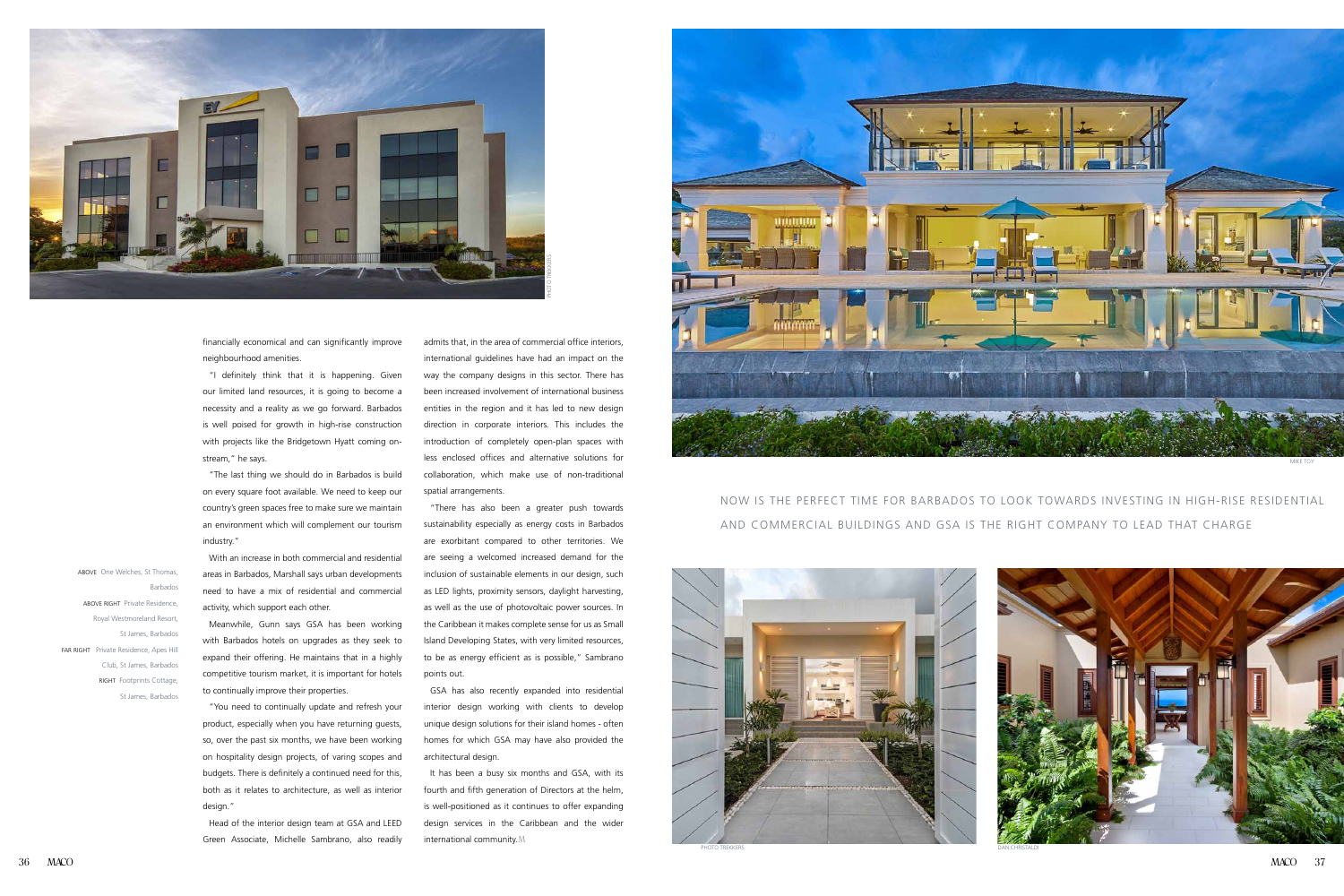financially economical and can significantly improve neighbourhood amenities.

"I definitely think that it is happening. Given our limited land resources, it is going to become a necessity and a reality as we go forward. Barbados is well poised for growth in high-rise construction with projects like the Bridgetown Hyatt coming on-stream," he says.

"The last thing we should do in Barbados is build on every square foot available. We need to keep our country's green spaces free to make sure we maintain an environment which will complement our tourism industry."

With an increase in both commercial and residential areas in Barbados, Marshall says urban developments need to have a mix of residential and commercial activity, which support each other.

Meanwhile, Gunn says GSA has been working with Barbados hotels on upgrades as they seek to expand their offering. He maintains that in a highly competitive tourism market, it is important for hotels to continually improve their properties.

"You need to continually update and refresh your product, especially when you have returning guests, so, over the past six months, we have been working on hospitality design projects, of varing scopes and budgets. There is definitely a continued need for this, both as it relates to architecture, as well as interior design."

Head of the interior design team at GSA and LEED Green Associate, Michelle Sambrano, also readily admits that, in the area of commercial office interiors, international guidelines have had an impact on the way the company designs in this sector. There has been increased involvement of international business entities in the region and it has led to new design direction in corporate interiors. This includes the introduction of completely open-plan spaces with less enclosed offices and alternative solutions for collaboration, which make use of non-traditional spatial arrangements.

"There has also been a greater push towards sustainability especially as energy costs in Barbados are exorbitant compared to other territories. We are seeing a welcomed increased demand for the inclusion of sustainable elements in our design, such as LED lights, proximity sensors, daylight harvesting, as well as the use of photovoltaic power sources. In the Caribbean it makes complete sense for us as Small Island Developing States, with very limited resources, to be as energy efficient as is possible," Sambrano points out.

GSA has also recently expanded into residential interior design working with clients to develop unique design solutions for their island homes - often homes for which GSA may have also provided the architectural design.

It has been a busy six months and GSA, with its fourth and fifth generation of Directors at the helm, is well-positioned as it continues to offer expanding design services in the Caribbean and the wider international community.

ABOVE One Welches, St Thomas, Barbados
ABOVE RIGHT Private Residence, Royal Westmoreland Resort, St James, Barbados
FAR RIGHT Private Residence, Apes Hill Club, St James, Barbados
RIGHT Footprints Cottage, St James, Barbados

PHOTO TREKKERS

MIKE TOY

NOW IS THE PERFECT TIME FOR BARBADOS TO LOOK TOWARDS INVESTING IN HIGH-RISE RESIDENTIAL AND COMMERCIAL BUILDINGS AND GSA IS THE RIGHT COMPANY TO LEAD THAT CHARGE

PHOTO TREKKERS

DAN CHRISTALDI